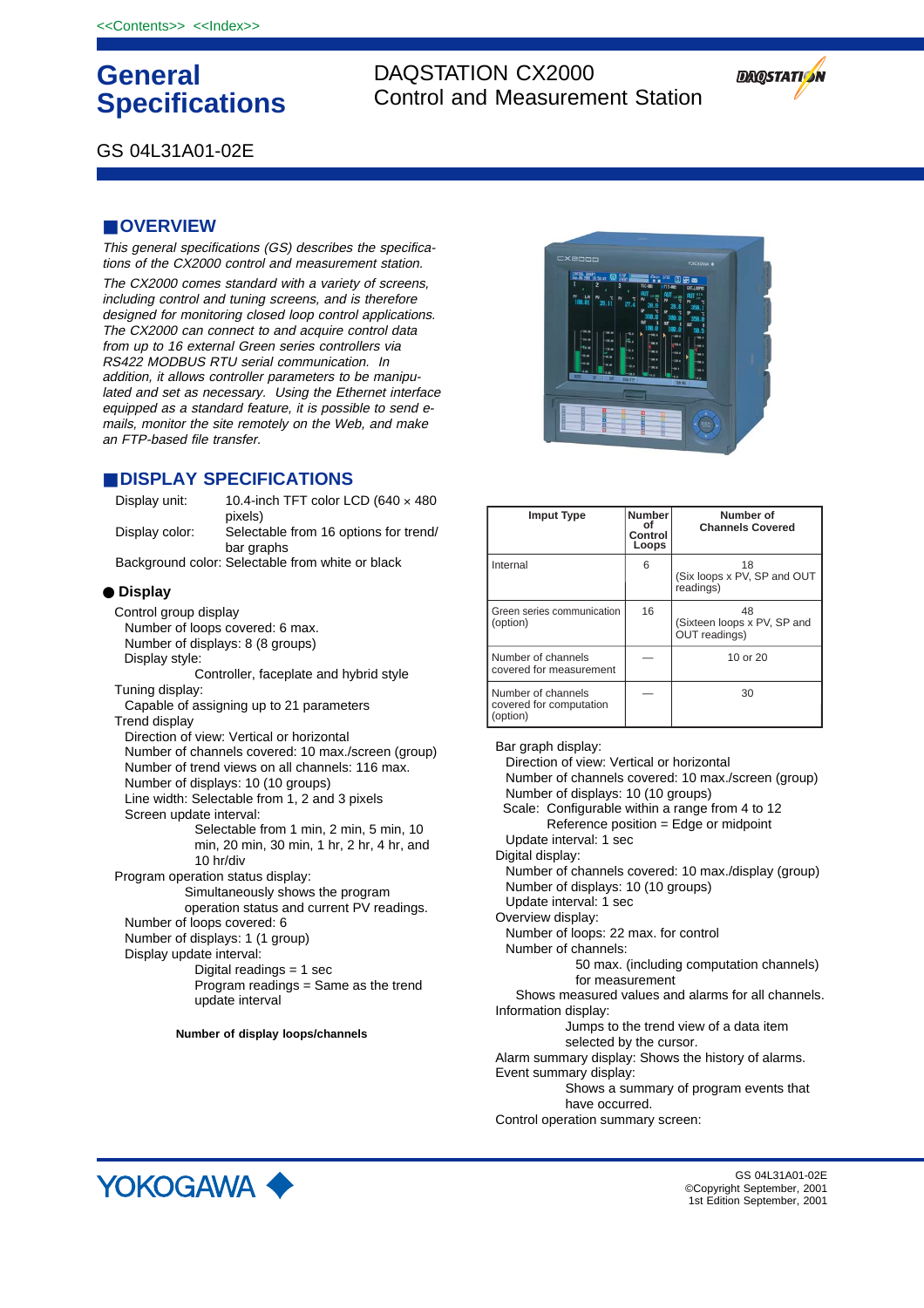<<Contents>> <<Index>>

# General Specifications

DAQSTATION CX2000
Control and Measurement Station

GS 04L31A01-02E

## ■OVERVIEW

*This general specifications (GS) describes the specifications of the CX2000 control and measurement station.*

*The CX2000 comes standard with a variety of screens, including control and tuning screens, and is therefore designed for monitoring closed loop control applications. The CX2000 can connect to and acquire control data from up to 16 external Green series controllers via RS422 MODBUS RTU serial communication. In addition, it allows controller parameters to be manipulated and set as necessary. Using the Ethernet interface equipped as a standard feature, it is possible to send e-mails, monitor the site remotely on the Web, and make an FTP-based file transfer.*

## ■DISPLAY SPECIFICATIONS

Display unit: 10.4-inch TFT color LCD (640 × 480 pixels)
Display color: Selectable from 16 options for trend/bar graphs
Background color: Selectable from white or black

### ● Display

Control group display
- Number of loops covered: 6 max.
- Number of displays: 8 (8 groups)
- Display style:
  - Controller, faceplate and hybrid style

Tuning display:
- Capable of assigning up to 21 parameters

Trend display
- Direction of view: Vertical or horizontal
- Number of channels covered: 10 max./screen (group)
- Number of trend views on all channels: 116 max.
- Number of displays: 10 (10 groups)
- Line width: Selectable from 1, 2 and 3 pixels
- Screen update interval:
  - Selectable from 1 min, 2 min, 5 min, 10 min, 20 min, 30 min, 1 hr, 2 hr, 4 hr, and 10 hr/div

Program operation status display:
- Simultaneously shows the program operation status and current PV readings.
- Number of loops covered: 6
- Number of displays: 1 (1 group)
- Display update interval:
  - Digital readings = 1 sec
  - Program readings = Same as the trend update interval

**Number of display loops/channels**

| Imput Type | Number of Control Loops | Number of Channels Covered |
|---|---|---|
| Internal | 6 | 18 (Six loops x PV, SP and OUT readings) |
| Green series communication (option) | 16 | 48 (Sixteen loops x PV, SP and OUT readings) |
| Number of channels covered for measurement | — | 10 or 20 |
| Number of channels covered for computation (option) | — | 30 |

Bar graph display:
- Direction of view: Vertical or horizontal
- Number of channels covered: 10 max./screen (group)
- Number of displays: 10 (10 groups)
- Scale: Configurable within a range from 4 to 12
  - Reference position = Edge or midpoint
- Update interval: 1 sec

Digital display:
- Number of channels covered: 10 max./display (group)
- Number of displays: 10 (10 groups)
- Update interval: 1 sec

Overview display:
- Number of loops: 22 max. for control
- Number of channels:
  - 50 max. (including computation channels) for measurement
- Shows measured values and alarms for all channels.

Information display:
- Jumps to the trend view of a data item selected by the cursor.

Alarm summary display: Shows the history of alarms.

Event summary display:
- Shows a summary of program events that have occurred.

Control operation summary screen:

YOKOGAWA ◆

GS 04L31A01-02E
©Copyright September, 2001
1st Edition September, 2001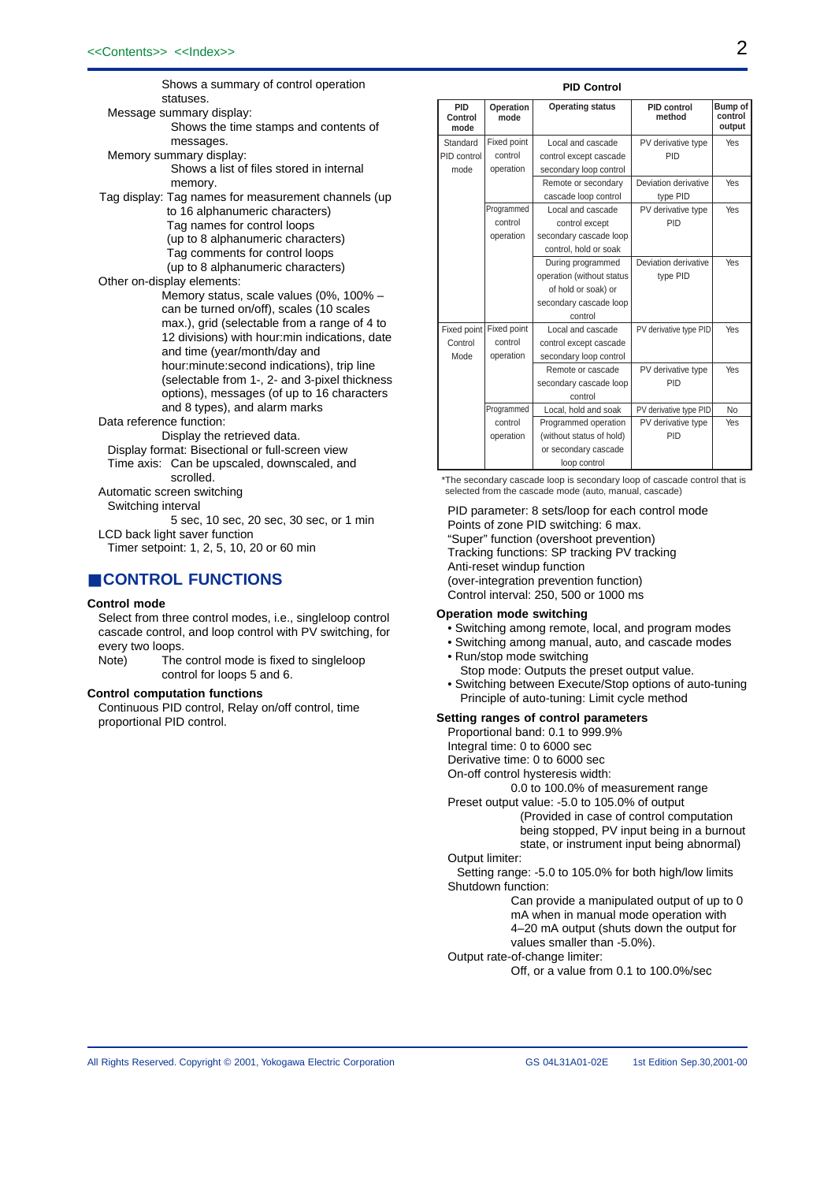Shows a summary of control operation statuses.

Message summary display:
Shows the time stamps and contents of messages.

Memory summary display:
Shows a list of files stored in internal memory.

Tag display: Tag names for measurement channels (up to 16 alphanumeric characters)
Tag names for control loops (up to 8 alphanumeric characters)
Tag comments for control loops (up to 8 alphanumeric characters)

Other on-display elements:
Memory status, scale values (0%, 100% – can be turned on/off), scales (10 scales max.), grid (selectable from a range of 4 to 12 divisions) with hour:min indications, date and time (year/month/day and hour:minute:second indications), trip line (selectable from 1-, 2- and 3-pixel thickness options), messages (of up to 16 characters and 8 types), and alarm marks

Data reference function:
Display the retrieved data.
Display format: Bisectional or full-screen view
Time axis: Can be upscaled, downscaled, and scrolled.

Automatic screen switching
Switching interval
5 sec, 10 sec, 20 sec, 30 sec, or 1 min

LCD back light saver function
Timer setpoint: 1, 2, 5, 10, 20 or 60 min

## CONTROL FUNCTIONS

### Control mode

Select from three control modes, i.e., singleloop control cascade control, and loop control with PV switching, for every two loops.

Note) The control mode is fixed to singleloop control for loops 5 and 6.

### Control computation functions

Continuous PID control, Relay on/off control, time proportional PID control.

**PID Control**

| PID Control mode | Operation mode | Operating status | PID control method | Bump of control output |
|---|---|---|---|---|
| Standard PID control mode | Fixed point control operation | Local and cascade control except cascade secondary loop control | PV derivative type PID | Yes |
| | | Remote or secondary cascade loop control | Deviation derivative type PID | Yes |
| | Programmed control operation | Local and cascade control except secondary cascade loop control, hold or soak | PV derivative type PID | Yes |
| | | During programmed operation (without status of hold or soak) or secondary cascade loop control | Deviation derivative type PID | Yes |
| Fixed point Control Mode | Fixed point control operation | Local and cascade control except cascade secondary loop control | PV derivative type PID | Yes |
| | | Remote or cascade secondary cascade loop control | PV derivative type PID | Yes |
| | Programmed control operation | Local, hold and soak | PV derivative type PID | No |
| | | Programmed operation (without status of hold) or secondary cascade loop control | PV derivative type PID | Yes |

*The secondary cascade loop is secondary loop of cascade control that is selected from the cascade mode (auto, manual, cascade)

PID parameter: 8 sets/loop for each control mode
Points of zone PID switching: 6 max.
"Super" function (overshoot prevention)
Tracking functions: SP tracking PV tracking
Anti-reset windup function
(over-integration prevention function)
Control interval: 250, 500 or 1000 ms

### Operation mode switching

- Switching among remote, local, and program modes
- Switching among manual, auto, and cascade modes
- Run/stop mode switching
  Stop mode: Outputs the preset output value.
- Switching between Execute/Stop options of auto-tuning
  Principle of auto-tuning: Limit cycle method

### Setting ranges of control parameters

Proportional band: 0.1 to 999.9%
Integral time: 0 to 6000 sec
Derivative time: 0 to 6000 sec
On-off control hysteresis width:
0.0 to 100.0% of measurement range
Preset output value: -5.0 to 105.0% of output
(Provided in case of control computation being stopped, PV input being in a burnout state, or instrument input being abnormal)

Output limiter:
Setting range: -5.0 to 105.0% for both high/low limits

Shutdown function:
Can provide a manipulated output of up to 0 mA when in manual mode operation with 4–20 mA output (shuts down the output for values smaller than -5.0%).

Output rate-of-change limiter:
Off, or a value from 0.1 to 100.0%/sec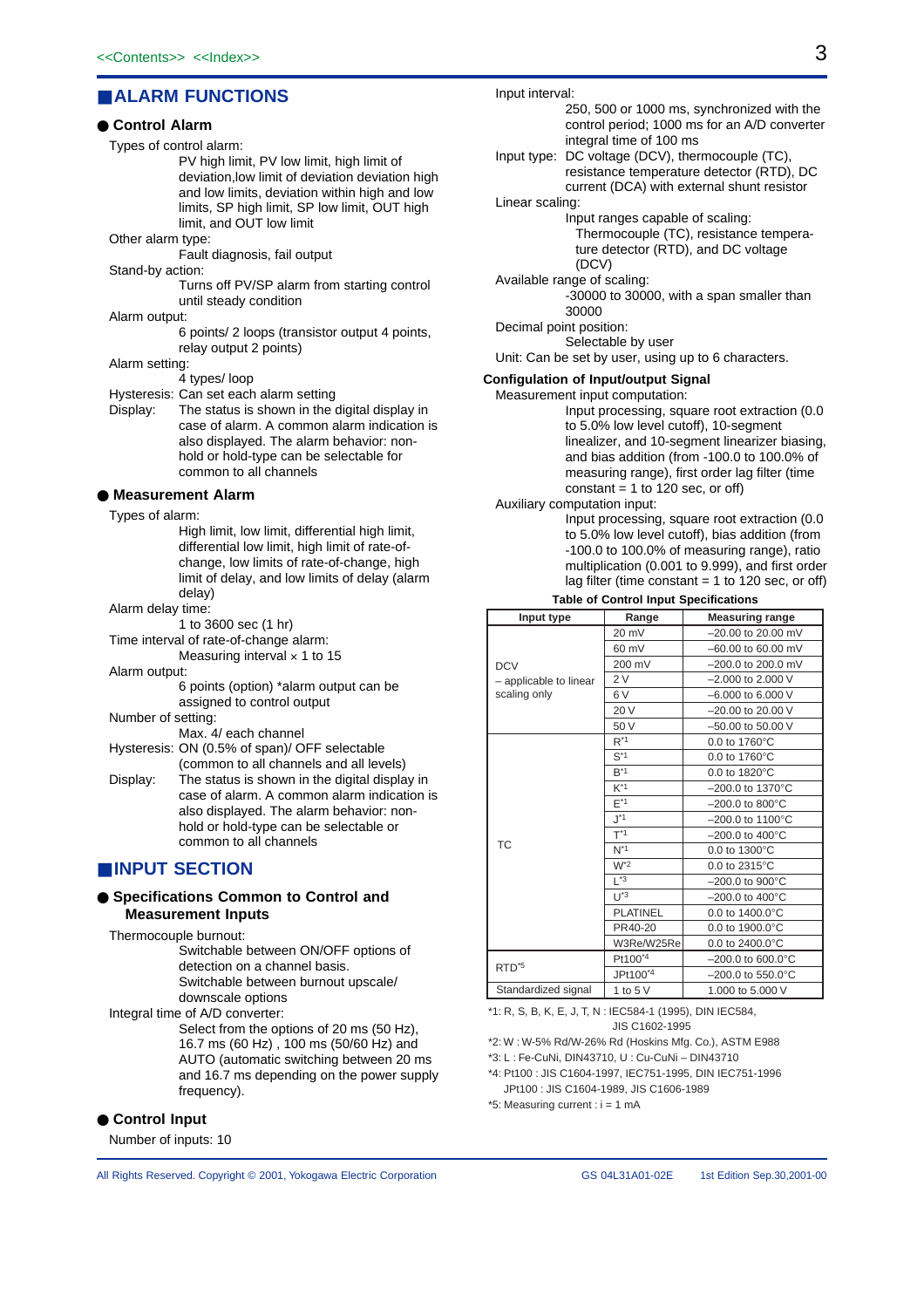<<Contents>> <<Index>>

## ALARM FUNCTIONS

### ● Control Alarm

Types of control alarm:
PV high limit, PV low limit, high limit of deviation,low limit of deviation deviation high and low limits, deviation within high and low limits, SP high limit, SP low limit, OUT high limit, and OUT low limit

Other alarm type:
Fault diagnosis, fail output

Stand-by action:
Turns off PV/SP alarm from starting control until steady condition

Alarm output:
6 points/ 2 loops (transistor output 4 points, relay output 2 points)

Alarm setting:
4 types/ loop

Hysteresis: Can set each alarm setting

Display: The status is shown in the digital display in case of alarm. A common alarm indication is also displayed. The alarm behavior: non-hold or hold-type can be selectable for common to all channels

### ● Measurement Alarm

Types of alarm:
High limit, low limit, differential high limit, differential low limit, high limit of rate-of-change, low limits of rate-of-change, high limit of delay, and low limits of delay (alarm delay)

Alarm delay time:
1 to 3600 sec (1 hr)

Time interval of rate-of-change alarm:
Measuring interval × 1 to 15

Alarm output:
6 points (option) *alarm output can be assigned to control output

Number of setting:
Max. 4/ each channel

Hysteresis: ON (0.5% of span)/ OFF selectable (common to all channels and all levels)

Display: The status is shown in the digital display in case of alarm. A common alarm indication is also displayed. The alarm behavior: non-hold or hold-type can be selectable or common to all channels

## INPUT SECTION

### ● Specifications Common to Control and Measurement Inputs

Thermocouple burnout:
Switchable between ON/OFF options of detection on a channel basis.
Switchable between burnout upscale/ downscale options

Integral time of A/D converter:
Select from the options of 20 ms (50 Hz), 16.7 ms (60 Hz) , 100 ms (50/60 Hz) and AUTO (automatic switching between 20 ms and 16.7 ms depending on the power supply frequency).

### ● Control Input

Number of inputs: 10

Input interval:
250, 500 or 1000 ms, synchronized with the control period; 1000 ms for an A/D converter integral time of 100 ms

Input type: DC voltage (DCV), thermocouple (TC), resistance temperature detector (RTD), DC current (DCA) with external shunt resistor

Linear scaling:
Input ranges capable of scaling:
Thermocouple (TC), resistance temperature detector (RTD), and DC voltage (DCV)

Available range of scaling:
-30000 to 30000, with a span smaller than 30000

Decimal point position:
Selectable by user

Unit: Can be set by user, using up to 6 characters.

**Configulation of Input/output Signal**

Measurement input computation:
Input processing, square root extraction (0.0 to 5.0% low level cutoff), 10-segment linearizer, and 10-segment linearizer biasing, and bias addition (from -100.0 to 100.0% of measuring range), first order lag filter (time constant = 1 to 120 sec, or off)

Auxiliary computation input:
Input processing, square root extraction (0.0 to 5.0% low level cutoff), bias addition (from -100.0 to 100.0% of measuring range), ratio multiplication (0.001 to 9.999), and first order lag filter (time constant = 1 to 120 sec, or off)

**Table of Control Input Specifications**

| Input type | Range | Measuring range |
|---|---|---|
| DCV – applicable to linear scaling only | 20 mV | –20.00 to 20.00 mV |
| | 60 mV | –60.00 to 60.00 mV |
| | 200 mV | –200.0 to 200.0 mV |
| | 2 V | –2.000 to 2.000 V |
| | 6 V | –6.000 to 6.000 V |
| | 20 V | –20.00 to 20.00 V |
| | 50 V | –50.00 to 50.00 V |
| TC | R*1 | 0.0 to 1760°C |
| | S*1 | 0.0 to 1760°C |
| | B*1 | 0.0 to 1820°C |
| | K*1 | –200.0 to 1370°C |
| | E*1 | –200.0 to 800°C |
| | J*1 | –200.0 to 1100°C |
| | T*1 | –200.0 to 400°C |
| | N*1 | 0.0 to 1300°C |
| | W*2 | 0.0 to 2315°C |
| | L*3 | –200.0 to 900°C |
| | U*3 | –200.0 to 400°C |
| | PLATINEL | 0.0 to 1400.0°C |
| | PR40-20 | 0.0 to 1900.0°C |
| | W3Re/W25Re | 0.0 to 2400.0°C |
| RTD*5 | Pt100*4 | –200.0 to 600.0°C |
| | JPt100*4 | –200.0 to 550.0°C |
| Standardized signal | 1 to 5 V | 1.000 to 5.000 V |

*1: R, S, B, K, E, J, T, N : IEC584-1 (1995), DIN IEC584, JIS C1602-1995
*2: W : W-5% Rd/W-26% Rd (Hoskins Mfg. Co.), ASTM E988
*3: L : Fe-CuNi, DIN43710, U : Cu-CuNi – DIN43710
*4: Pt100 : JIS C1604-1997, IEC751-1995, DIN IEC751-1996
JPt100 : JIS C1604-1989, JIS C1606-1989
*5: Measuring current : i = 1 mA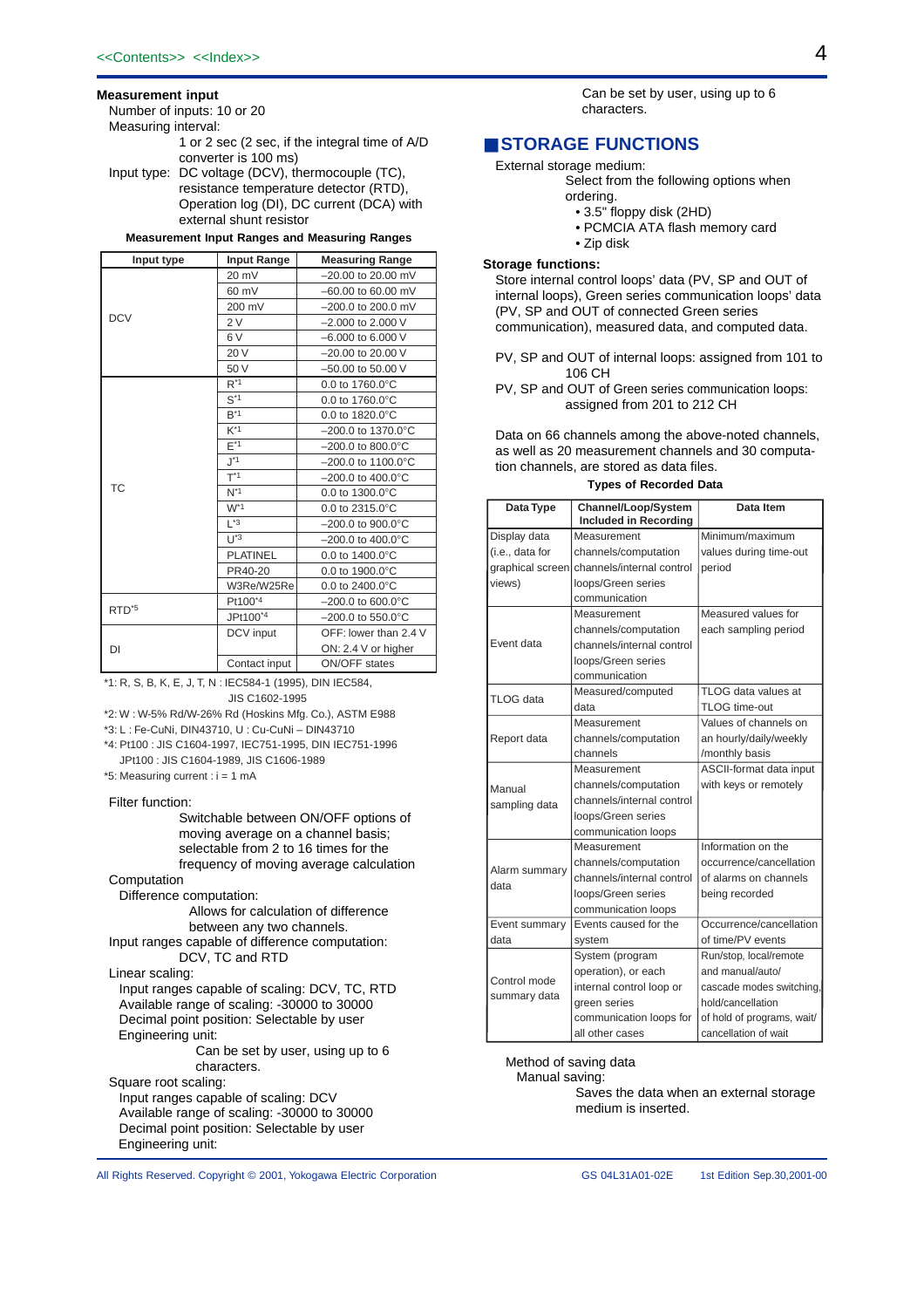**Measurement input**

Number of inputs: 10 or 20

Measuring interval:

1 or 2 sec (2 sec, if the integral time of A/D converter is 100 ms)

Input type: DC voltage (DCV), thermocouple (TC), resistance temperature detector (RTD), Operation log (DI), DC current (DCA) with external shunt resistor

**Measurement Input Ranges and Measuring Ranges**

| Input type | Input Range | Measuring Range |
|---|---|---|
| DCV | 20 mV | –20.00 to 20.00 mV |
| | 60 mV | –60.00 to 60.00 mV |
| | 200 mV | –200.0 to 200.0 mV |
| | 2 V | –2.000 to 2.000 V |
| | 6 V | –6.000 to 6.000 V |
| | 20 V | –20.00 to 20.00 V |
| | 50 V | –50.00 to 50.00 V |
| TC | R*1 | 0.0 to 1760.0°C |
| | S*1 | 0.0 to 1760.0°C |
| | B*1 | 0.0 to 1820.0°C |
| | K*1 | –200.0 to 1370.0°C |
| | E*1 | –200.0 to 800.0°C |
| | J*1 | –200.0 to 1100.0°C |
| | T*1 | –200.0 to 400.0°C |
| | N*1 | 0.0 to 1300.0°C |
| | W*1 | 0.0 to 2315.0°C |
| | L*3 | –200.0 to 900.0°C |
| | U*3 | –200.0 to 400.0°C |
| | PLATINEL | 0.0 to 1400.0°C |
| | PR40-20 | 0.0 to 1900.0°C |
| | W3Re/W25Re | 0.0 to 2400.0°C |
| RTD*5 | Pt100*4 | –200.0 to 600.0°C |
| | JPt100*4 | –200.0 to 550.0°C |
| DI | DCV input | OFF: lower than 2.4 V<br>ON: 2.4 V or higher |
| | Contact input | ON/OFF states |

*1: R, S, B, K, E, J, T, N : IEC584-1 (1995), DIN IEC584, JIS C1602-1995

*2: W : W-5% Rd/W-26% Rd (Hoskins Mfg. Co.), ASTM E988

*3: L : Fe-CuNi, DIN43710, U : Cu-CuNi – DIN43710

*4: Pt100 : JIS C1604-1997, IEC751-1995, DIN IEC751-1996
JPt100 : JIS C1604-1989, JIS C1606-1989

*5: Measuring current : i = 1 mA

Filter function:

Switchable between ON/OFF options of moving average on a channel basis; selectable from 2 to 16 times for the frequency of moving average calculation

Computation

Difference computation:

Allows for calculation of difference between any two channels.

Input ranges capable of difference computation:

DCV, TC and RTD

Linear scaling:

Input ranges capable of scaling: DCV, TC, RTD
Available range of scaling: -30000 to 30000
Decimal point position: Selectable by user
Engineering unit:

Can be set by user, using up to 6 characters.

Square root scaling:

Input ranges capable of scaling: DCV
Available range of scaling: -30000 to 30000
Decimal point position: Selectable by user
Engineering unit:

Can be set by user, using up to 6 characters.

## STORAGE FUNCTIONS

External storage medium:

Select from the following options when ordering.

- 3.5" floppy disk (2HD)
- PCMCIA ATA flash memory card
- Zip disk

**Storage functions:**

Store internal control loops' data (PV, SP and OUT of internal loops), Green series communication loops' data (PV, SP and OUT of connected Green series communication), measured data, and computed data.

PV, SP and OUT of internal loops: assigned from 101 to 106 CH

PV, SP and OUT of Green series communication loops: assigned from 201 to 212 CH

Data on 66 channels among the above-noted channels, as well as 20 measurement channels and 30 computation channels, are stored as data files.

**Types of Recorded Data**

| Data Type | Channel/Loop/System Included in Recording | Data Item |
|---|---|---|
| Display data (i.e., data for graphical screen views) | Measurement channels/computation channels/internal control loops/Green series communication | Minimum/maximum values during time-out period |
| Event data | Measurement channels/computation channels/internal control loops/Green series communication | Measured values for each sampling period |
| TLOG data | Measured/computed data | TLOG data values at TLOG time-out |
| Report data | Measurement channels/computation channels | Values of channels on an hourly/daily/weekly /monthly basis |
| Manual sampling data | Measurement channels/computation channels/internal control loops/Green series communication loops | ASCII-format data input with keys or remotely |
| Alarm summary data | Measurement channels/computation channels/internal control loops/Green series communication loops | Information on the occurrence/cancellation of alarms on channels being recorded |
| Event summary data | Events caused for the system | Occurrence/cancellation of time/PV events |
| Control mode summary data | System (program operation), or each internal control loop or green series communication loops for all other cases | Run/stop, local/remote and manual/auto/ cascade modes switching, hold/cancellation of hold of programs, wait/ cancellation of wait |

Method of saving data

Manual saving:

Saves the data when an external storage medium is inserted.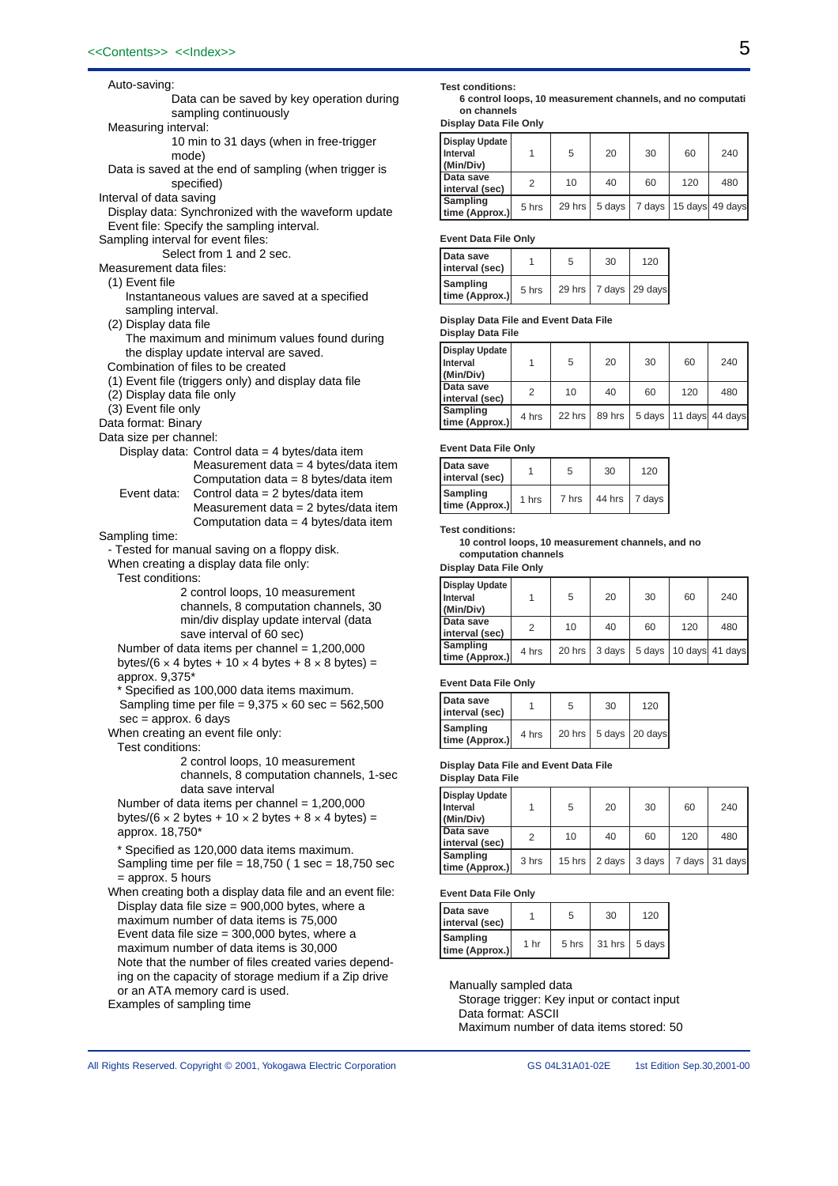Auto-saving:

Data can be saved by key operation during sampling continuously

Measuring interval:

10 min to 31 days (when in free-trigger mode)

Data is saved at the end of sampling (when trigger is specified)

Interval of data saving

Display data: Synchronized with the waveform update

Event file: Specify the sampling interval.

Sampling interval for event files:

Select from 1 and 2 sec.

Measurement data files:

(1) Event file

Instantaneous values are saved at a specified sampling interval.

(2) Display data file

The maximum and minimum values found during the display update interval are saved.

Combination of files to be created

(1) Event file (triggers only) and display data file

(2) Display data file only

(3) Event file only

Data format: Binary

Data size per channel:

Display data: Control data = 4 bytes/data item
Measurement data = 4 bytes/data item
Computation data = 8 bytes/data item

Event data: Control data = 2 bytes/data item
Measurement data = 2 bytes/data item
Computation data = 4 bytes/data item

Sampling time:

- Tested for manual saving on a floppy disk.

When creating a display data file only:

Test conditions:

2 control loops, 10 measurement channels, 8 computation channels, 30 min/div display update interval (data save interval of 60 sec)

Number of data items per channel = 1,200,000 bytes/(6 × 4 bytes + 10 × 4 bytes + 8 × 8 bytes) = approx. 9,375*

* Specified as 100,000 data items maximum.

Sampling time per file = 9,375 × 60 sec = 562,500 sec = approx. 6 days

When creating an event file only:

Test conditions:

2 control loops, 10 measurement channels, 8 computation channels, 1-sec data save interval

Number of data items per channel = 1,200,000 bytes/(6 × 2 bytes + 10 × 2 bytes + 8 × 4 bytes) = approx. 18,750*

* Specified as 120,000 data items maximum.

Sampling time per file = 18,750 ( 1 sec = 18,750 sec = approx. 5 hours

When creating both a display data file and an event file:

Display data file size = 900,000 bytes, where a maximum number of data items is 75,000

Event data file size = 300,000 bytes, where a maximum number of data items is 30,000

Note that the number of files created varies depending on the capacity of storage medium if a Zip drive or an ATA memory card is used.

Examples of sampling time

**Test conditions:**

**6 control loops, 10 measurement channels, and no computation channels**

**Display Data File Only**

| Display Update Interval (Min/Div) | 1 | 5 | 20 | 30 | 60 | 240 |
|---|---|---|---|---|---|---|
| Data save interval (sec) | 2 | 10 | 40 | 60 | 120 | 480 |
| Sampling time (Approx.) | 5 hrs | 29 hrs | 5 days | 7 days | 15 days | 49 days |

**Event Data File Only**

| Data save interval (sec) | 1 | 5 | 30 | 120 |
|---|---|---|---|---|
| Sampling time (Approx.) | 5 hrs | 29 hrs | 7 days | 29 days |

**Display Data File and Event Data File**

**Display Data File**

| Display Update Interval (Min/Div) | 1 | 5 | 20 | 30 | 60 | 240 |
|---|---|---|---|---|---|---|
| Data save interval (sec) | 2 | 10 | 40 | 60 | 120 | 480 |
| Sampling time (Approx.) | 4 hrs | 22 hrs | 89 hrs | 5 days | 11 days | 44 days |

**Event Data File Only**

| Data save interval (sec) | 1 | 5 | 30 | 120 |
|---|---|---|---|---|
| Sampling time (Approx.) | 1 hrs | 7 hrs | 44 hrs | 7 days |

**Test conditions:**

**10 control loops, 10 measurement channels, and no computation channels**

**Display Data File Only**

| Display Update Interval (Min/Div) | 1 | 5 | 20 | 30 | 60 | 240 |
|---|---|---|---|---|---|---|
| Data save interval (sec) | 2 | 10 | 40 | 60 | 120 | 480 |
| Sampling time (Approx.) | 4 hrs | 20 hrs | 3 days | 5 days | 10 days | 41 days |

**Event Data File Only**

| Data save interval (sec) | 1 | 5 | 30 | 120 |
|---|---|---|---|---|
| Sampling time (Approx.) | 4 hrs | 20 hrs | 5 days | 20 days |

**Display Data File and Event Data File**

**Display Data File**

| Display Update Interval (Min/Div) | 1 | 5 | 20 | 30 | 60 | 240 |
|---|---|---|---|---|---|---|
| Data save interval (sec) | 2 | 10 | 40 | 60 | 120 | 480 |
| Sampling time (Approx.) | 3 hrs | 15 hrs | 2 days | 3 days | 7 days | 31 days |

**Event Data File Only**

| Data save interval (sec) | 1 | 5 | 30 | 120 |
|---|---|---|---|---|
| Sampling time (Approx.) | 1 hr | 5 hrs | 31 hrs | 5 days |

Manually sampled data

Storage trigger: Key input or contact input

Data format: ASCII

Maximum number of data items stored: 50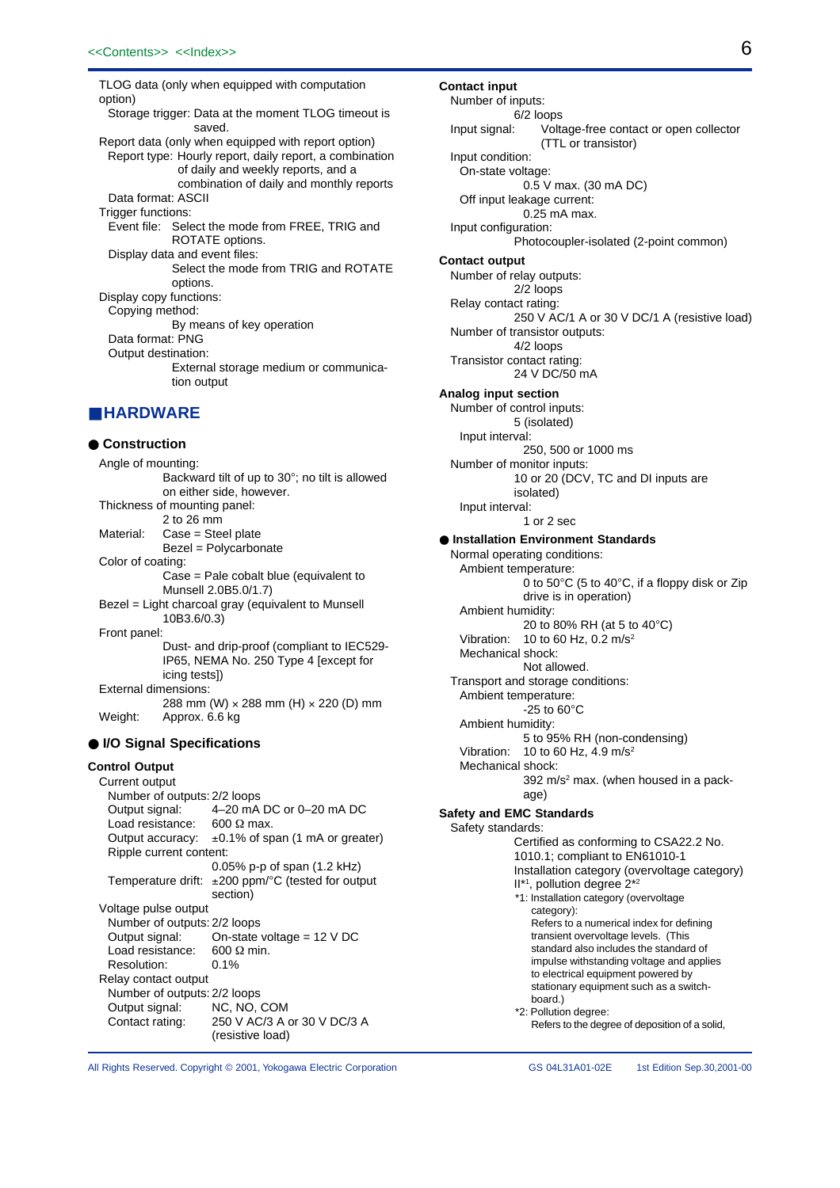TLOG data (only when equipped with computation option)

Storage trigger: Data at the moment TLOG timeout is saved.

Report data (only when equipped with report option)

Report type: Hourly report, daily report, a combination of daily and weekly reports, and a combination of daily and monthly reports

Data format: ASCII

Trigger functions:

Event file: Select the mode from FREE, TRIG and ROTATE options.

Display data and event files:

Select the mode from TRIG and ROTATE options.

Display copy functions:

Copying method:

By means of key operation

Data format: PNG

Output destination:

External storage medium or communication output

## HARDWARE

### ● Construction

Angle of mounting:

Backward tilt of up to 30°; no tilt is allowed on either side, however.

Thickness of mounting panel:

2 to 26 mm

Material: Case = Steel plate

Bezel = Polycarbonate

Color of coating:

Case = Pale cobalt blue (equivalent to Munsell 2.0B5.0/1.7)

Bezel = Light charcoal gray (equivalent to Munsell 10B3.6/0.3)

Front panel:

Dust- and drip-proof (compliant to IEC529-IP65, NEMA No. 250 Type 4 [except for icing tests])

External dimensions:

288 mm (W) × 288 mm (H) × 220 (D) mm

Weight: Approx. 6.6 kg

### ● I/O Signal Specifications

**Control Output**

Current output

Number of outputs: 2/2 loops

Output signal: 4–20 mA DC or 0–20 mA DC

Load resistance: 600 Ω max.

Output accuracy: ±0.1% of span (1 mA or greater)

Ripple current content:

0.05% p-p of span (1.2 kHz)

Temperature drift: ±200 ppm/°C (tested for output section)

Voltage pulse output

Number of outputs: 2/2 loops

Output signal: On-state voltage = 12 V DC

Load resistance: 600 Ω min.

Resolution: 0.1%

Relay contact output

Number of outputs: 2/2 loops

Output signal: NC, NO, COM

Contact rating: 250 V AC/3 A or 30 V DC/3 A (resistive load)

**Contact input**

Number of inputs:

6/2 loops

Input signal: Voltage-free contact or open collector (TTL or transistor)

Input condition:

On-state voltage:

0.5 V max. (30 mA DC)

Off input leakage current:

0.25 mA max.

Input configuration:

Photocoupler-isolated (2-point common)

**Contact output**

Number of relay outputs:

2/2 loops

Relay contact rating:

250 V AC/1 A or 30 V DC/1 A (resistive load)

Number of transistor outputs:

4/2 loops

Transistor contact rating:

24 V DC/50 mA

**Analog input section**

Number of control inputs:

5 (isolated)

Input interval:

250, 500 or 1000 ms

Number of monitor inputs:

10 or 20 (DCV, TC and DI inputs are isolated)

Input interval:

1 or 2 sec

### ● Installation Environment Standards

Normal operating conditions:

Ambient temperature:

0 to 50°C (5 to 40°C, if a floppy disk or Zip drive is in operation)

Ambient humidity:

20 to 80% RH (at 5 to 40°C)

Vibration: 10 to 60 Hz, 0.2 $m/s^2$

Mechanical shock:

Not allowed.

Transport and storage conditions:

Ambient temperature:

-25 to 60°C

Ambient humidity:

5 to 95% RH (non-condensing)

Vibration: 10 to 60 Hz, 4.9 $m/s^2$

Mechanical shock:

392 $m/s^2$ max. (when housed in a package)

**Safety and EMC Standards**

Safety standards:

Certified as conforming to CSA22.2 No. 1010.1; compliant to EN61010-1

Installation category (overvoltage category) II*1, pollution degree 2*2

*1: Installation category (overvoltage category):
Refers to a numerical index for defining transient overvoltage levels. (This standard also includes the standard of impulse withstanding voltage and applies to electrical equipment powered by stationary equipment such as a switchboard.)

*2: Pollution degree:
Refers to the degree of deposition of a solid,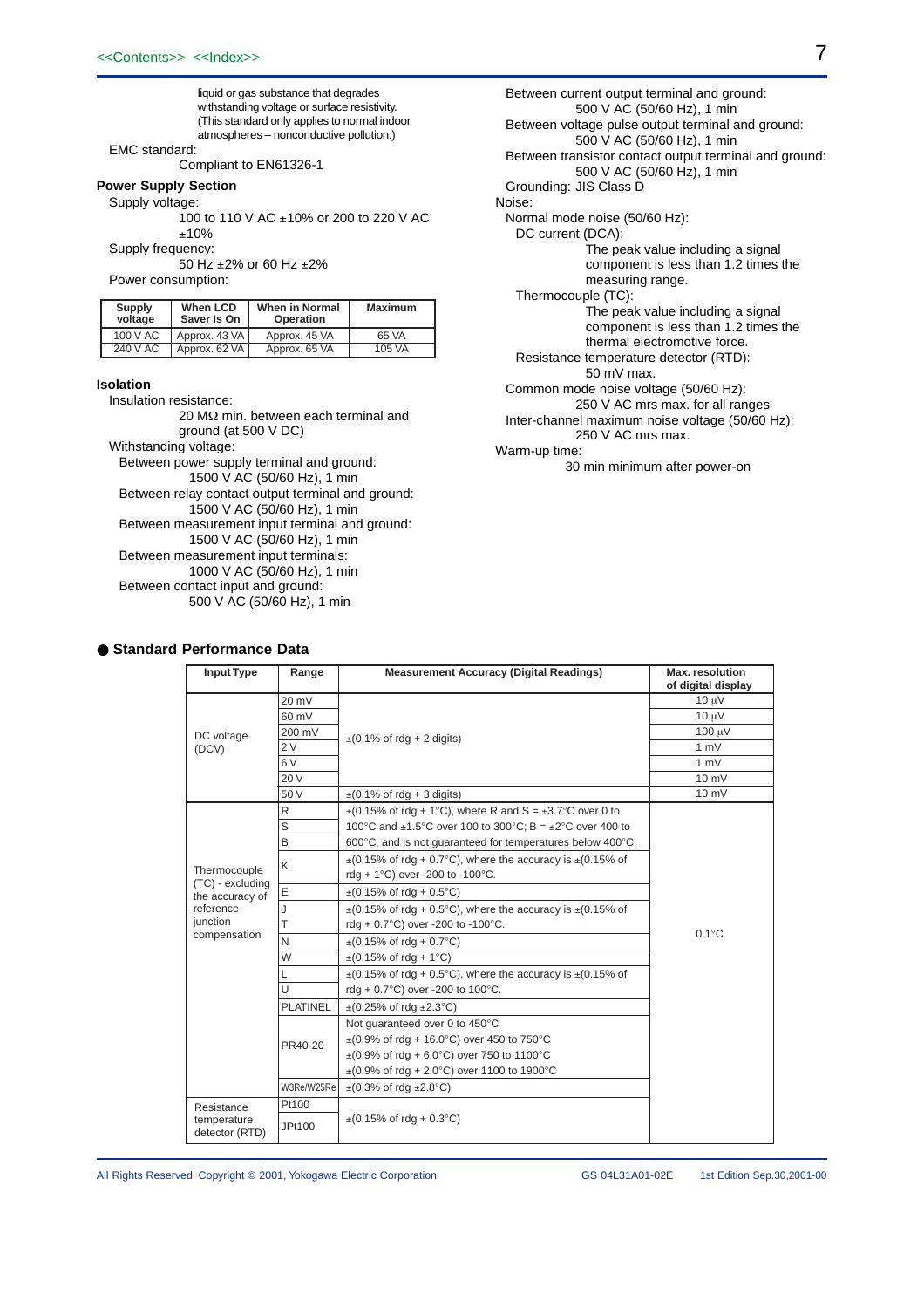liquid or gas substance that degrades withstanding voltage or surface resistivity. (This standard only applies to normal indoor atmospheres – nonconductive pollution.)

EMC standard:
Compliant to EN61326-1

**Power Supply Section**

Supply voltage:
100 to 110 V AC ±10% or 200 to 220 V AC ±10%

Supply frequency:
50 Hz ±2% or 60 Hz ±2%

Power consumption:

| Supply voltage | When LCD Saver Is On | When in Normal Operation | Maximum |
|---|---|---|---|
| 100 V AC | Approx. 43 VA | Approx. 45 VA | 65 VA |
| 240 V AC | Approx. 62 VA | Approx. 65 VA | 105 VA |

**Isolation**

Insulation resistance:
20 MΩ min. between each terminal and ground (at 500 V DC)

Withstanding voltage:
- Between power supply terminal and ground:
  1500 V AC (50/60 Hz), 1 min
- Between relay contact output terminal and ground:
  1500 V AC (50/60 Hz), 1 min
- Between measurement input terminal and ground:
  1500 V AC (50/60 Hz), 1 min
- Between measurement input terminals:
  1000 V AC (50/60 Hz), 1 min
- Between contact input and ground:
  500 V AC (50/60 Hz), 1 min
- Between current output terminal and ground:
  500 V AC (50/60 Hz), 1 min
- Between voltage pulse output terminal and ground:
  500 V AC (50/60 Hz), 1 min
- Between transistor contact output terminal and ground:
  500 V AC (50/60 Hz), 1 min

Grounding: JIS Class D

Noise:
- Normal mode noise (50/60 Hz):
  - DC current (DCA):
    The peak value including a signal component is less than 1.2 times the measuring range.
  - Thermocouple (TC):
    The peak value including a signal component is less than 1.2 times the thermal electromotive force.
  - Resistance temperature detector (RTD):
    50 mV max.
- Common mode noise voltage (50/60 Hz):
  250 V AC mrs max. for all ranges
- Inter-channel maximum noise voltage (50/60 Hz):
  250 V AC mrs max.

Warm-up time:
30 min minimum after power-on

## ● Standard Performance Data

| Input Type | Range | Measurement Accuracy (Digital Readings) | Max. resolution of digital display |
|---|---|---|---|
| DC voltage (DCV) | 20 mV | ±(0.1% of rdg + 2 digits) | 10 µV |
| | 60 mV | | 10 µV |
| | 200 mV | | 100 µV |
| | 2 V | | 1 mV |
| | 6 V | | 1 mV |
| | 20 V | | 10 mV |
| | 50 V | ±(0.1% of rdg + 3 digits) | 10 mV |
| Thermocouple (TC) - excluding the accuracy of reference junction compensation | R | ±(0.15% of rdg + 1°C), where R and S = ±3.7°C over 0 to 100°C and ±1.5°C over 100 to 300°C; B = ±2°C over 400 to 600°C, and is not guaranteed for temperatures below 400°C. | 0.1°C |
| | S | | |
| | B | | |
| | K | ±(0.15% of rdg + 0.7°C), where the accuracy is ±(0.15% of rdg + 1°C) over -200 to -100°C. | |
| | E | ±(0.15% of rdg + 0.5°C) | |
| | J | ±(0.15% of rdg + 0.5°C), where the accuracy is ±(0.15% of rdg + 0.7°C) over -200 to -100°C. | |
| | T | | |
| | N | ±(0.15% of rdg + 0.7°C) | |
| | W | ±(0.15% of rdg + 1°C) | |
| | L | ±(0.15% of rdg + 0.5°C), where the accuracy is ±(0.15% of rdg + 0.7°C) over -200 to 100°C. | |
| | U | | |
| | PLATINEL | ±(0.25% of rdg ±2.3°C) | |
| | PR40-20 | Not guaranteed over 0 to 450°C<br>±(0.9% of rdg + 16.0°C) over 450 to 750°C<br>±(0.9% of rdg + 6.0°C) over 750 to 1100°C<br>±(0.9% of rdg + 2.0°C) over 1100 to 1900°C | |
| | W3Re/W25Re | ±(0.3% of rdg ±2.8°C) | |
| Resistance temperature detector (RTD) | Pt100 | ±(0.15% of rdg + 0.3°C) | |
| | JPt100 | | |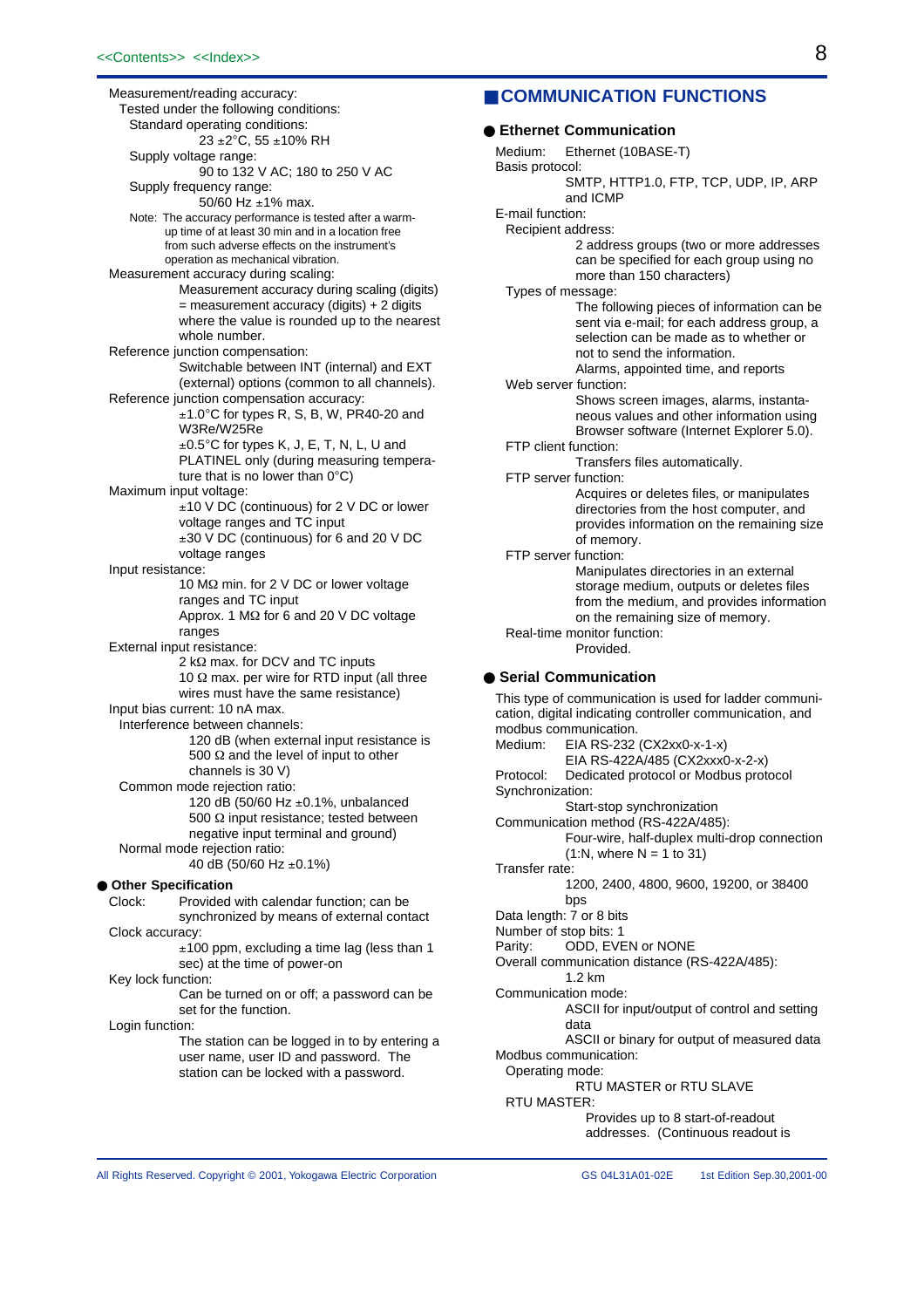Measurement/reading accuracy:

Tested under the following conditions:

Standard operating conditions:
23 ±2°C, 55 ±10% RH

Supply voltage range:
90 to 132 V AC; 180 to 250 V AC

Supply frequency range:
50/60 Hz ±1% max.

Note: The accuracy performance is tested after a warm-up time of at least 30 min and in a location free from such adverse effects on the instrument's operation as mechanical vibration.

Measurement accuracy during scaling:
Measurement accuracy during scaling (digits) = measurement accuracy (digits) + 2 digits where the value is rounded up to the nearest whole number.

Reference junction compensation:
Switchable between INT (internal) and EXT (external) options (common to all channels).

Reference junction compensation accuracy:
±1.0°C for types R, S, B, W, PR40-20 and W3Re/W25Re
±0.5°C for types K, J, E, T, N, L, U and PLATINEL only (during measuring temperature that is no lower than 0°C)

Maximum input voltage:
±10 V DC (continuous) for 2 V DC or lower voltage ranges and TC input
±30 V DC (continuous) for 6 and 20 V DC voltage ranges

Input resistance:
10 MΩ min. for 2 V DC or lower voltage ranges and TC input
Approx. 1 MΩ for 6 and 20 V DC voltage ranges

External input resistance:
2 kΩ max. for DCV and TC inputs
10 Ω max. per wire for RTD input (all three wires must have the same resistance)

Input bias current: 10 nA max.

Interference between channels:
120 dB (when external input resistance is 500 Ω and the level of input to other channels is 30 V)

Common mode rejection ratio:
120 dB (50/60 Hz ±0.1%, unbalanced 500 Ω input resistance; tested between negative input terminal and ground)

Normal mode rejection ratio:
40 dB (50/60 Hz ±0.1%)

### ● Other Specification

Clock: Provided with calendar function; can be synchronized by means of external contact

Clock accuracy:
±100 ppm, excluding a time lag (less than 1 sec) at the time of power-on

Key lock function:
Can be turned on or off; a password can be set for the function.

Login function:
The station can be logged in to by entering a user name, user ID and password. The station can be locked with a password.

## ■ COMMUNICATION FUNCTIONS

### ● Ethernet Communication

Medium: Ethernet (10BASE-T)

Basis protocol:
SMTP, HTTP1.0, FTP, TCP, UDP, IP, ARP and ICMP

E-mail function:

Recipient address:
2 address groups (two or more addresses can be specified for each group using no more than 150 characters)

Types of message:
The following pieces of information can be sent via e-mail; for each address group, a selection can be made as to whether or not to send the information.
Alarms, appointed time, and reports

Web server function:
Shows screen images, alarms, instantaneous values and other information using Browser software (Internet Explorer 5.0).

FTP client function:
Transfers files automatically.

FTP server function:
Acquires or deletes files, or manipulates directories from the host computer, and provides information on the remaining size of memory.

FTP server function:
Manipulates directories in an external storage medium, outputs or deletes files from the medium, and provides information on the remaining size of memory.

Real-time monitor function:
Provided.

### ● Serial Communication

This type of communication is used for ladder communication, digital indicating controller communication, and modbus communication.

Medium: EIA RS-232 (CX2xx0-x-1-x)
EIA RS-422A/485 (CX2xxx0-x-2-x)

Protocol: Dedicated protocol or Modbus protocol

Synchronization:
Start-stop synchronization

Communication method (RS-422A/485):
Four-wire, half-duplex multi-drop connection (1:N, where N = 1 to 31)

Transfer rate:
1200, 2400, 4800, 9600, 19200, or 38400 bps

Data length: 7 or 8 bits

Number of stop bits: 1

Parity: ODD, EVEN or NONE

Overall communication distance (RS-422A/485):
1.2 km

Communication mode:
ASCII for input/output of control and setting data
ASCII or binary for output of measured data

Modbus communication:

Operating mode:
RTU MASTER or RTU SLAVE

RTU MASTER:
Provides up to 8 start-of-readout addresses. (Continuous readout is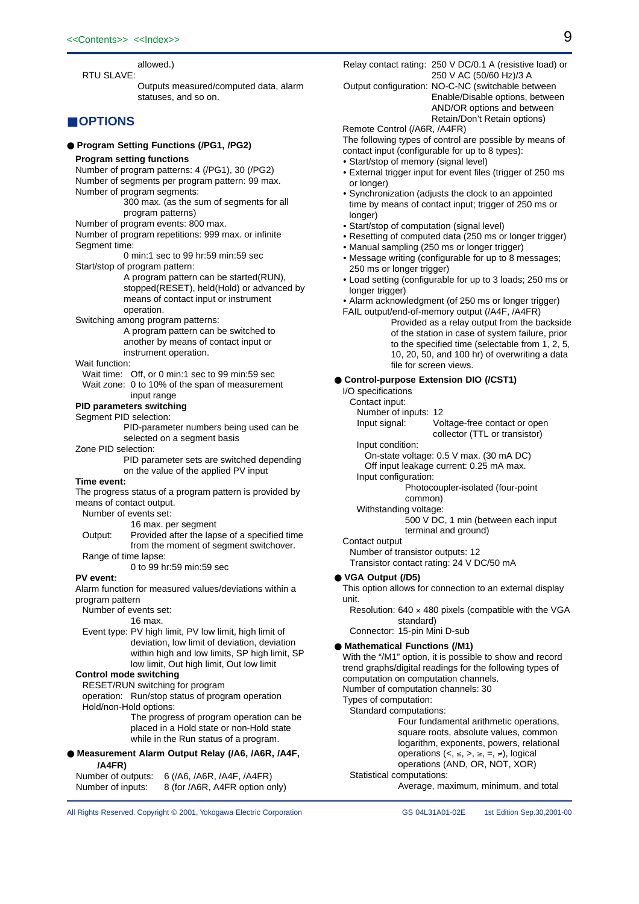allowed.)

RTU SLAVE:

Outputs measured/computed data, alarm statuses, and so on.

## ■OPTIONS

### ● Program Setting Functions (/PG1, /PG2)

**Program setting functions**

Number of program patterns: 4 (/PG1), 30 (/PG2)

Number of segments per program pattern: 99 max.

Number of program segments:

300 max. (as the sum of segments for all program patterns)

Number of program events: 800 max.

Number of program repetitions: 999 max. or infinite

Segment time:

0 min:1 sec to 99 hr:59 min:59 sec

Start/stop of program pattern:

A program pattern can be started(RUN), stopped(RESET), held(Hold) or advanced by means of contact input or instrument operation.

Switching among program patterns:

A program pattern can be switched to another by means of contact input or instrument operation.

Wait function:

Wait time: Off, or 0 min:1 sec to 99 min:59 sec

Wait zone: 0 to 10% of the span of measurement input range

**PID parameters switching**

Segment PID selection:

PID-parameter numbers being used can be selected on a segment basis

Zone PID selection:

PID parameter sets are switched depending on the value of the applied PV input

**Time event:**

The progress status of a program pattern is provided by means of contact output.

Number of events set:

16 max. per segment

Output: Provided after the lapse of a specified time from the moment of segment switchover.

Range of time lapse:

0 to 99 hr:59 min:59 sec

**PV event:**

Alarm function for measured values/deviations within a program pattern

Number of events set:

16 max.

Event type: PV high limit, PV low limit, high limit of deviation, low limit of deviation, deviation within high and low limits, SP high limit, SP low limit, Out high limit, Out low limit

**Control mode switching**

RESET/RUN switching for program operation: Run/stop status of program operation

Hold/non-Hold options:

The progress of program operation can be placed in a Hold or non-Hold state while in the Run status of a program.

### ● Measurement Alarm Output Relay (/A6, /A6R, /A4F, /A4FR)

Number of outputs: 6 (/A6, /A6R, /A4F, /A4FR)

Number of inputs: 8 (for /A6R, A4FR option only)

Relay contact rating: 250 V DC/0.1 A (resistive load) or 250 V AC (50/60 Hz)/3 A

Output configuration: NO-C-NC (switchable between Enable/Disable options, between AND/OR options and between Retain/Don't Retain options)

Remote Control (/A6R, /A4FR)

The following types of control are possible by means of contact input (configurable for up to 8 types):

- Start/stop of memory (signal level)
- External trigger input for event files (trigger of 250 ms or longer)
- Synchronization (adjusts the clock to an appointed time by means of contact input; trigger of 250 ms or longer)
- Start/stop of computation (signal level)
- Resetting of computed data (250 ms or longer trigger)
- Manual sampling (250 ms or longer trigger)
- Message writing (configurable for up to 8 messages; 250 ms or longer trigger)
- Load setting (configurable for up to 3 loads; 250 ms or longer trigger)
- Alarm acknowledgment (of 250 ms or longer trigger)

FAIL output/end-of-memory output (/A4F, /A4FR)

Provided as a relay output from the backside of the station in case of system failure, prior to the specified time (selectable from 1, 2, 5, 10, 20, 50, and 100 hr) of overwriting a data file for screen views.

### ● Control-purpose Extension DIO (/CST1)

I/O specifications

Contact input:

Number of inputs: 12

Input signal: Voltage-free contact or open collector (TTL or transistor)

Input condition:

On-state voltage: 0.5 V max. (30 mA DC)

Off input leakage current: 0.25 mA max.

Input configuration:

Photocoupler-isolated (four-point common)

Withstanding voltage:

500 V DC, 1 min (between each input terminal and ground)

Contact output

Number of transistor outputs: 12

Transistor contact rating: 24 V DC/50 mA

### ● VGA Output (/D5)

This option allows for connection to an external display unit.

Resolution: 640 × 480 pixels (compatible with the VGA standard)

Connector: 15-pin Mini D-sub

### ● Mathematical Functions (/M1)

With the "/M1" option, it is possible to show and record trend graphs/digital readings for the following types of computation on computation channels.

Number of computation channels: 30

Types of computation:

Standard computations:

Four fundamental arithmetic operations, square roots, absolute values, common logarithm, exponents, powers, relational operations (<, ≤, >, ≥, =, ≠), logical operations (AND, OR, NOT, XOR)

Statistical computations:

Average, maximum, minimum, and total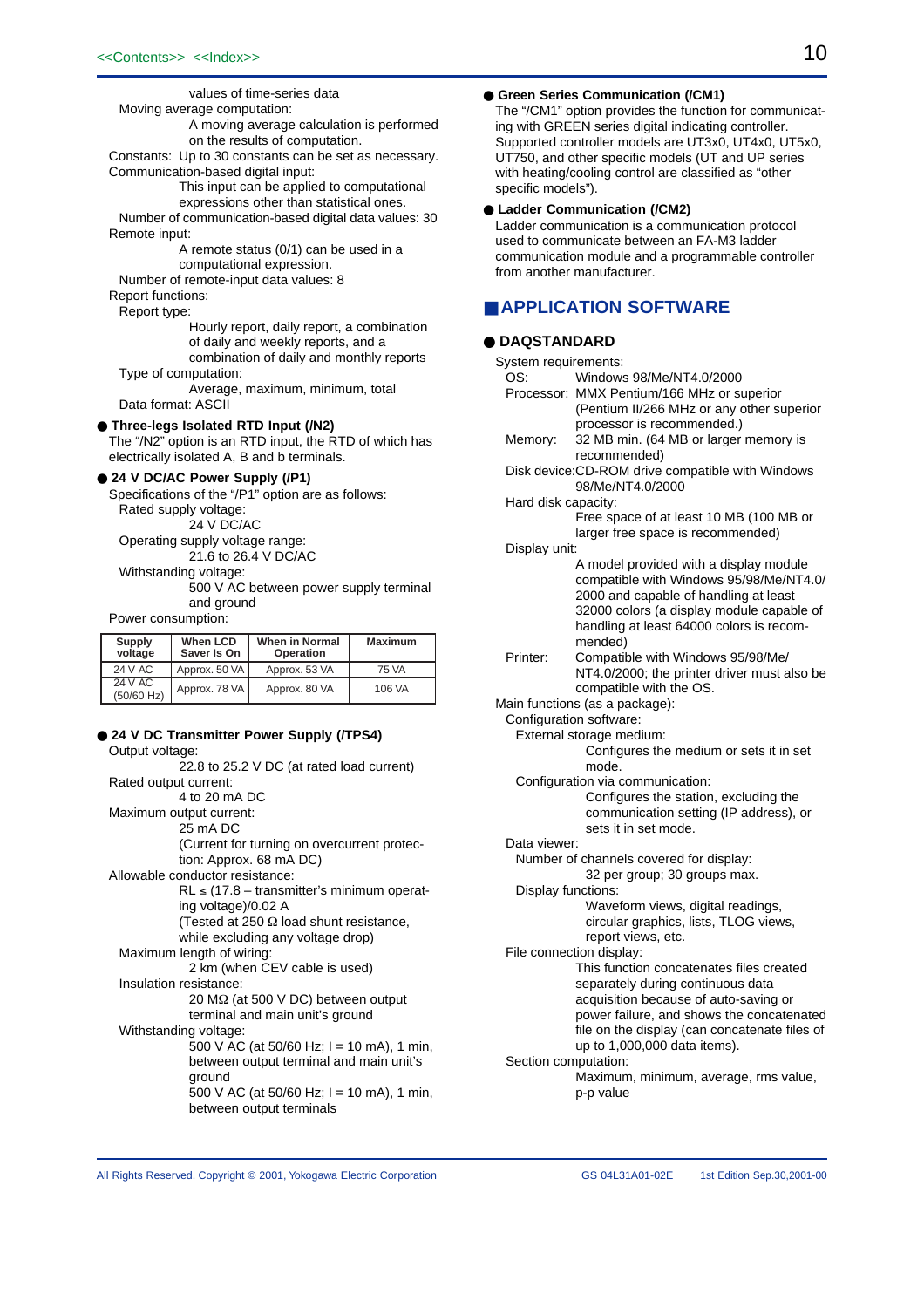values of time-series data

Moving average computation:

A moving average calculation is performed on the results of computation.

Constants: Up to 30 constants can be set as necessary.

Communication-based digital input:

This input can be applied to computational expressions other than statistical ones.

Number of communication-based digital data values: 30

Remote input:

A remote status (0/1) can be used in a computational expression.

Number of remote-input data values: 8

Report functions:

Report type:

Hourly report, daily report, a combination of daily and weekly reports, and a combination of daily and monthly reports

Type of computation:

Average, maximum, minimum, total

Data format: ASCII

● **Three-legs Isolated RTD Input (/N2)**

The "/N2" option is an RTD input, the RTD of which has electrically isolated A, B and b terminals.

● **24 V DC/AC Power Supply (/P1)**

Specifications of the "/P1" option are as follows:

Rated supply voltage:

24 V DC/AC

Operating supply voltage range:

21.6 to 26.4 V DC/AC

Withstanding voltage:

500 V AC between power supply terminal and ground

Power consumption:

| Supply voltage | When LCD Saver Is On | When in Normal Operation | Maximum |
|---|---|---|---|
| 24 V AC | Approx. 50 VA | Approx. 53 VA | 75 VA |
| 24 V AC (50/60 Hz) | Approx. 78 VA | Approx. 80 VA | 106 VA |

● **24 V DC Transmitter Power Supply (/TPS4)**

Output voltage:

22.8 to 25.2 V DC (at rated load current)

Rated output current:

4 to 20 mA DC

Maximum output current:

25 mA DC

(Current for turning on overcurrent protection: Approx. 68 mA DC)

Allowable conductor resistance:

RL ≤ (17.8 – transmitter's minimum operating voltage)/0.02 A

(Tested at 250 Ω load shunt resistance, while excluding any voltage drop)

Maximum length of wiring:

2 km (when CEV cable is used)

Insulation resistance:

20 MΩ (at 500 V DC) between output terminal and main unit's ground

Withstanding voltage:

500 V AC (at 50/60 Hz; I = 10 mA), 1 min, between output terminal and main unit's ground

500 V AC (at 50/60 Hz; I = 10 mA), 1 min, between output terminals

● **Green Series Communication (/CM1)**

The "/CM1" option provides the function for communicating with GREEN series digital indicating controller. Supported controller models are UT3x0, UT4x0, UT5x0, UT750, and other specific models (UT and UP series with heating/cooling control are classified as "other specific models").

● **Ladder Communication (/CM2)**

Ladder communication is a communication protocol used to communicate between an FA-M3 ladder communication module and a programmable controller from another manufacturer.

## APPLICATION SOFTWARE

● **DAQSTANDARD**

System requirements:

OS: Windows 98/Me/NT4.0/2000

Processor: MMX Pentium/166 MHz or superior (Pentium II/266 MHz or any other superior processor is recommended.)

Memory: 32 MB min. (64 MB or larger memory is recommended)

Disk device:CD-ROM drive compatible with Windows 98/Me/NT4.0/2000

Hard disk capacity:

Free space of at least 10 MB (100 MB or larger free space is recommended)

Display unit:

A model provided with a display module compatible with Windows 95/98/Me/NT4.0/2000 and capable of handling at least 32000 colors (a display module capable of handling at least 64000 colors is recommended)

Printer: Compatible with Windows 95/98/Me/NT4.0/2000; the printer driver must also be compatible with the OS.

Main functions (as a package):

Configuration software:

External storage medium:

Configures the medium or sets it in set mode.

Configuration via communication:

Configures the station, excluding the communication setting (IP address), or sets it in set mode.

Data viewer:

Number of channels covered for display:

32 per group; 30 groups max.

Display functions:

Waveform views, digital readings, circular graphics, lists, TLOG views, report views, etc.

File connection display:

This function concatenates files created separately during continuous data acquisition because of auto-saving or power failure, and shows the concatenated file on the display (can concatenate files of up to 1,000,000 data items).

Section computation:

Maximum, minimum, average, rms value, p-p value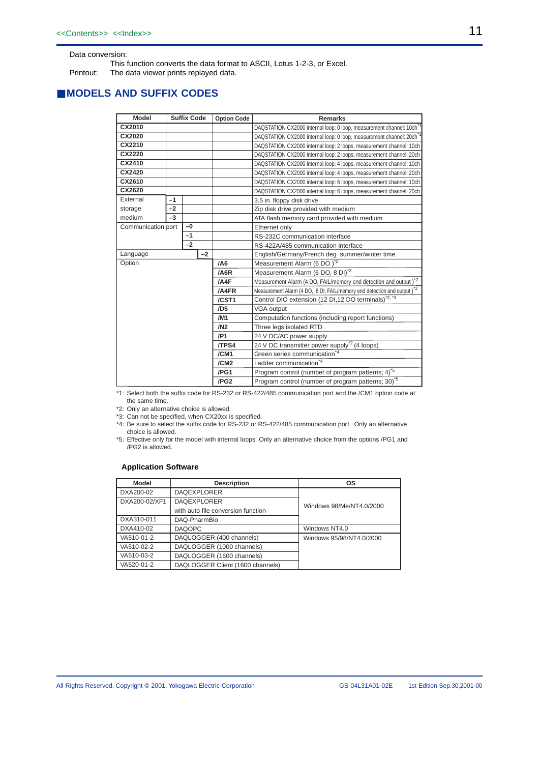Data conversion:

This function converts the data format to ASCII, Lotus 1-2-3, or Excel.

Printout: The data viewer prints replayed data.

## MODELS AND SUFFIX CODES

| Model | Suffix Code | | | Option Code | Remarks |
|---|---|---|---|---|---|
| CX2010 | | | | | DAQSTATION CX2000 internal loop: 0 loop, measurement channel: 10ch [*1] |
| CX2020 | | | | | DAQSTATION CX2000 internal loop: 0 loop, measurement channel: 20ch [*1] |
| CX2210 | | | | | DAQSTATION CX2000 internal loop: 2 loops, measurement channel: 10ch |
| CX2220 | | | | | DAQSTATION CX2000 internal loop: 2 loops, measurement channel: 20ch |
| CX2410 | | | | | DAQSTATION CX2000 internal loop: 4 loops, measurement channel: 10ch |
| CX2420 | | | | | DAQSTATION CX2000 internal loop: 4 loops, measurement channel: 20ch |
| CX2610 | | | | | DAQSTATION CX2000 internal loop: 6 loops, measurement channel: 10ch |
| CX2620 | | | | | DAQSTATION CX2000 internal loop: 6 loops, measurement channel: 20ch |
| External storage medium | –1 | | | | 3.5 in. floppy disk drive |
| | –2 | | | | Zip disk drive provided with medium |
| | –3 | | | | ATA flash memory card provided with medium |
| Communication port | | –0 | | | Ethernet only |
| | | –1 | | | RS-232C communication interface |
| | | –2 | | | RS-422A/485 communication interface |
| Language | | | –2 | | English/Germany/French deg summer/winter time |
| Option | | | | /A6 | Measurement Alarm (6 DO ) [*2] |
| | | | | /A6R | Measurement Alarm (6 DO, 8 DI) [*2] |
| | | | | /A4F | Measurement Alarm (4 DO, FAIL/memory end detection and output ) [*2] |
| | | | | /A4FR | Measurement Alarm (4 DO, 8 DI, FAIL/memory end detection and output ) [*2] |
| | | | | /CST1 | Control DIO extension (12 DI,12 DO terminals) [*2, *3] |
| | | | | /D5 | VGA output |
| | | | | /M1 | Computation functions (including report functions) |
| | | | | /N2 | Three legs isolated RTD |
| | | | | /P1 | 24 V DC/AC power supply |
| | | | | /TPS4 | 24 V DC transmitter power supply [*2] (4 loops) |
| | | | | /CM1 | Green series communication [*4] |
| | | | | /CM2 | Ladder communication [*4] |
| | | | | /PG1 | Program control (number of program patterns; 4) [*5] |
| | | | | /PG2 | Program control (number of program patterns; 30) [*5] |

*1: Select both the suffix code for RS-232 or RS-422/485 communication port and the /CM1 option code at the same time.

*2: Only an alternative choice is allowed.

*3: Can not be specified, when CX20xx is specified.

*4: Be sure to select the suffix code for RS-232 or RS-422/485 communication port. Only an alternative choice is allowed.

*5: Effective only for the model with internal loops Only an alternative choice from the options /PG1 and /PG2 is allowed.

### Application Software

| Model | Description | OS |
|---|---|---|
| DXA200-02 | DAQEXPLORER | Windows 98/Me/NT4.0/2000 |
| DXA200-02/XF1 | DAQEXPLORER with auto file conversion function | |
| DXA310-011 | DAQ-PharmBio | |
| DXA410-02 | DAQOPC | Windows NT4.0 |
| VA510-01-2 | DAQLOGGER (400 channels) | Windows 95/98/NT4.0/2000 |
| VA510-02-2 | DAQLOGGER (1000 channels) | |
| VA510-03-2 | DAQLOGGER (1600 channels) | |
| VA520-01-2 | DAQLOGGER Client (1600 channels) | |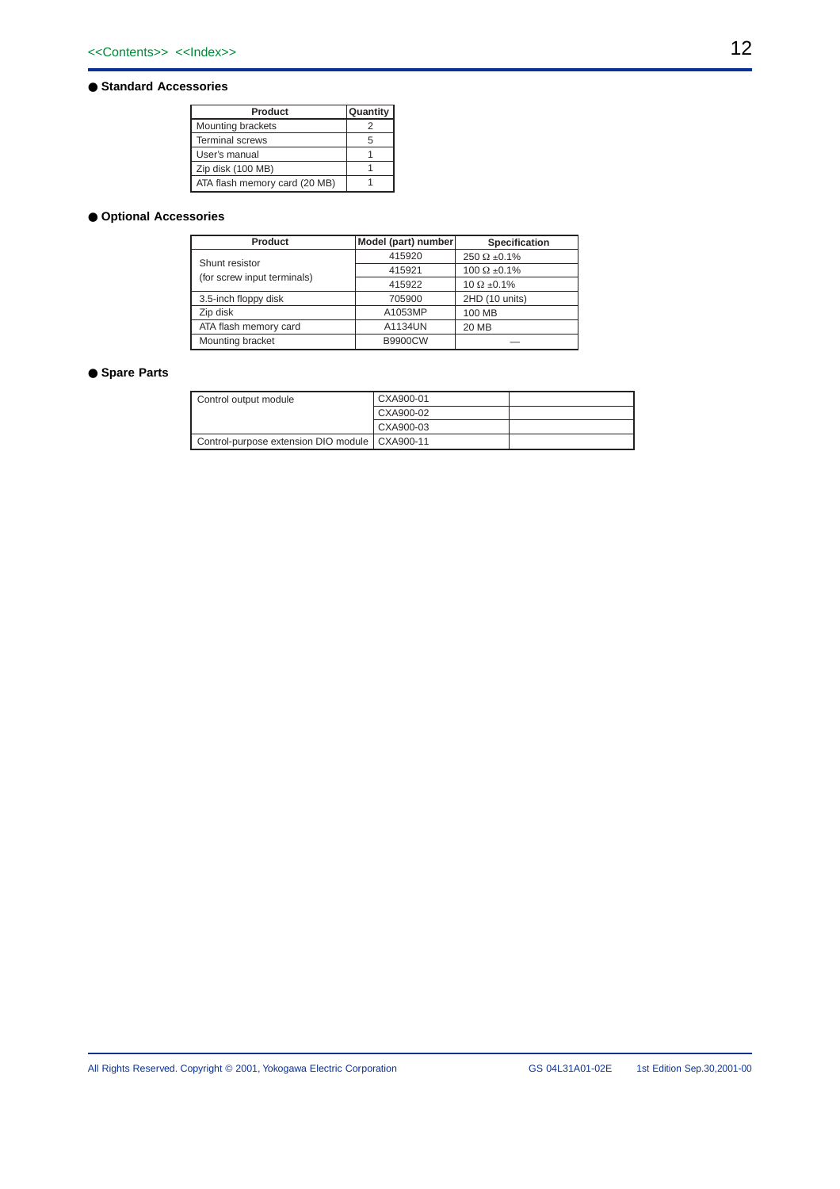## ● Standard Accessories

| Product | Quantity |
|---|---|
| Mounting brackets | 2 |
| Terminal screws | 5 |
| User's manual | 1 |
| Zip disk (100 MB) | 1 |
| ATA flash memory card (20 MB) | 1 |

## ● Optional Accessories

| Product | Model (part) number | Specification |
|---|---|---|
| Shunt resistor (for screw input terminals) | 415920 | 250 Ω ±0.1% |
| | 415921 | 100 Ω ±0.1% |
| | 415922 | 10 Ω ±0.1% |
| 3.5-inch floppy disk | 705900 | 2HD (10 units) |
| Zip disk | A1053MP | 100 MB |
| ATA flash memory card | A1134UN | 20 MB |
| Mounting bracket | B9900CW | — |

## ● Spare Parts

| | | |
|---|---|---|
| Control output module | CXA900-01 | |
| | CXA900-02 | |
| | CXA900-03 | |
| Control-purpose extension DIO module | CXA900-11 | |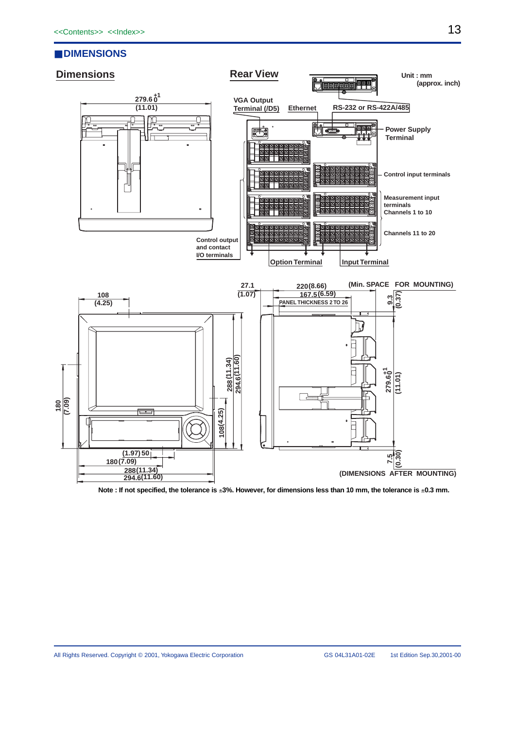## DIMENSIONS

### Dimensions

### Rear View

Unit : mm (approx. inch)

279.6 $^{+1}_{0}$ (11.01)

VGA Output Terminal (/D5)

Ethernet

RS-232 or RS-422A/485

Power Supply Terminal

Control input terminals

Measurement input terminals Channels 1 to 10

Channels 11 to 20

Control output and contact I/O terminals

Option Terminal

Input Terminal

27.1 (1.07)

220(8.66)

167.5(6.59)

PANEL THICKNESS 2 TO 26

(Min. SPACE FOR MOUNTING)

9.3 (0.37)

108 (4.25)

288(11.34)

294.6(11.60)

108(4.25)

180 (7.09)

279.6 $^{+1}_{0}$ (11.01)

(1.97) 50

180(7.09)

288(11.34)

294.6(11.60)

7.5 (0.30)

(DIMENSIONS AFTER MOUNTING)

Note : If not specified, the tolerance is ±3%. However, for dimensions less than 10 mm, the tolerance is ±0.3 mm.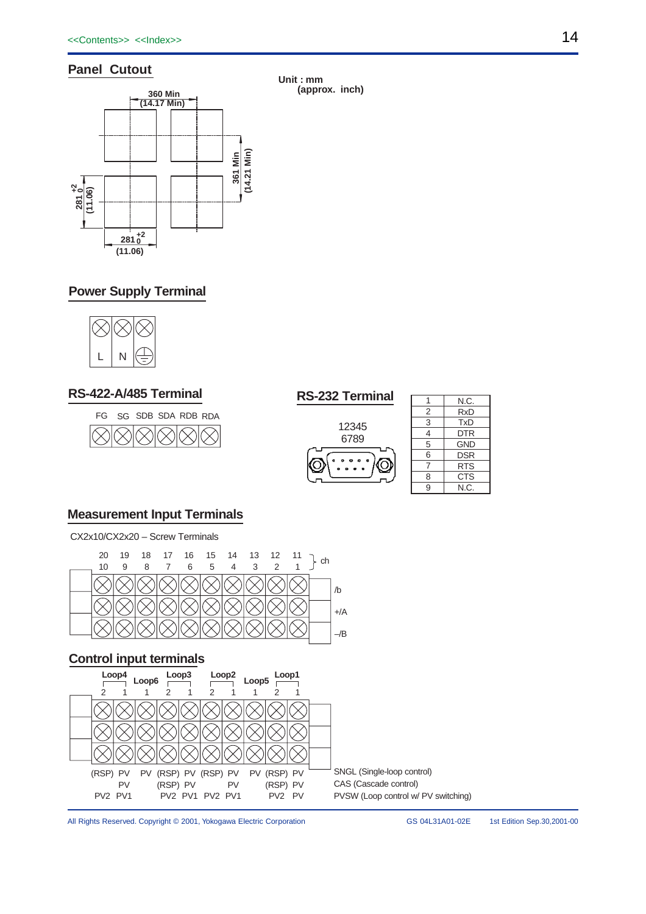## Panel Cutout

Unit : mm
(approx. inch)

360 Min
(14.17 Min)

361 Min
(14.21 Min)

$281^{+2}_{0}$
(11.06)

$281^{+2}_{0}$
(11.06)

## Power Supply Terminal

L N ⏚

## RS-422-A/485 Terminal

FG SG SDB SDA RDB RDA

## RS-232 Terminal

12345
6789

| 1 | N.C. |
|---|---|
| 2 | RxD |
| 3 | TxD |
| 4 | DTR |
| 5 | GND |
| 6 | DSR |
| 7 | RTS |
| 8 | CTS |
| 9 | N.C. |

## Measurement Input Terminals

CX2x10/CX2x20 – Screw Terminals

20 19 18 17 16 15 14 13 12 11 } ch
10 9 8 7 6 5 4 3 2 1

/b
+/A
–/B

## Control input terminals

| | Loop4 | | Loop6 | Loop3 | | Loop2 | | Loop5 | Loop1 | |
|---|---|---|---|---|---|---|---|---|---|---|
| | 2 | 1 | 1 | 2 | 1 | 2 | 1 | 1 | 2 | 1 |
| SNGL (Single-loop control) | (RSP) | PV | PV | (RSP) | PV | (RSP) | PV | PV | (RSP) | PV |
| CAS (Cascade control) | | PV | | (RSP) | PV | | PV | | (RSP) | PV |
| PVSW (Loop control w/ PV switching) | PV2 | PV1 | | PV2 | PV1 | PV2 | PV1 | | PV2 | PV |

All Rights Reserved. Copyright © 2001, Yokogawa Electric Corporation GS 04L31A01-02E 1st Edition Sep.30,2001-00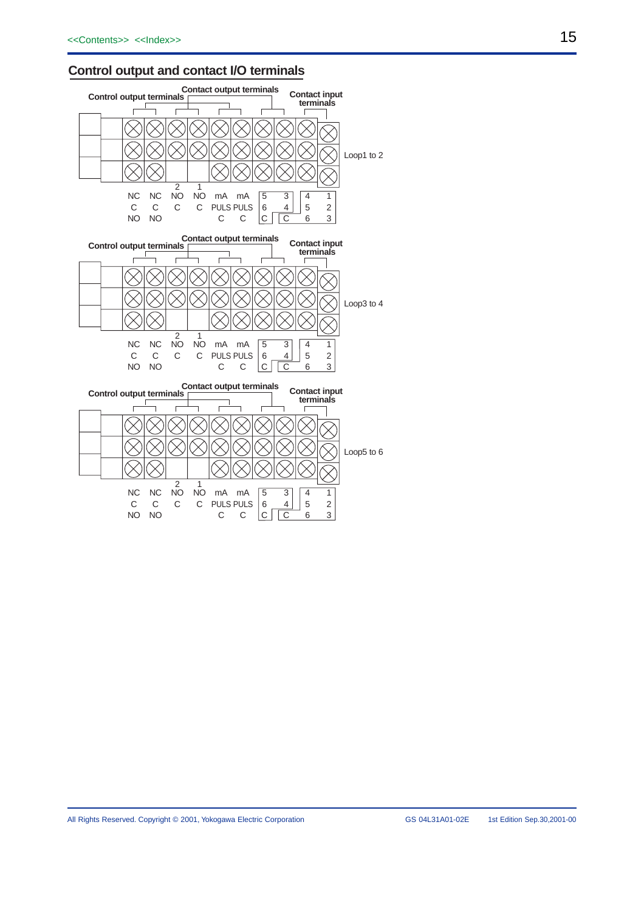## Control output and contact I/O terminals

Control output terminals | Contact output terminals | Contact input terminals

| NC C NO | NC C NO | 2 NO C | 1 NO C | mA PULS C | mA PULS C | 5 6 C | 3 4 C | 4 5 6 | 1 2 3 |
|---|---|---|---|---|---|---|---|---|---|

Loop1 to 2

Control output terminals | Contact output terminals | Contact input terminals

| NC C NO | NC C NO | 2 NO C | 1 NO C | mA PULS C | mA PULS C | 5 6 C | 3 4 C | 4 5 6 | 1 2 3 |
|---|---|---|---|---|---|---|---|---|---|

Loop3 to 4

Control output terminals | Contact output terminals | Contact input terminals

| NC C NO | NC C NO | 2 NO C | 1 NO C | mA PULS C | mA PULS C | 5 6 C | 3 4 C | 4 5 6 | 1 2 3 |
|---|---|---|---|---|---|---|---|---|---|

Loop5 to 6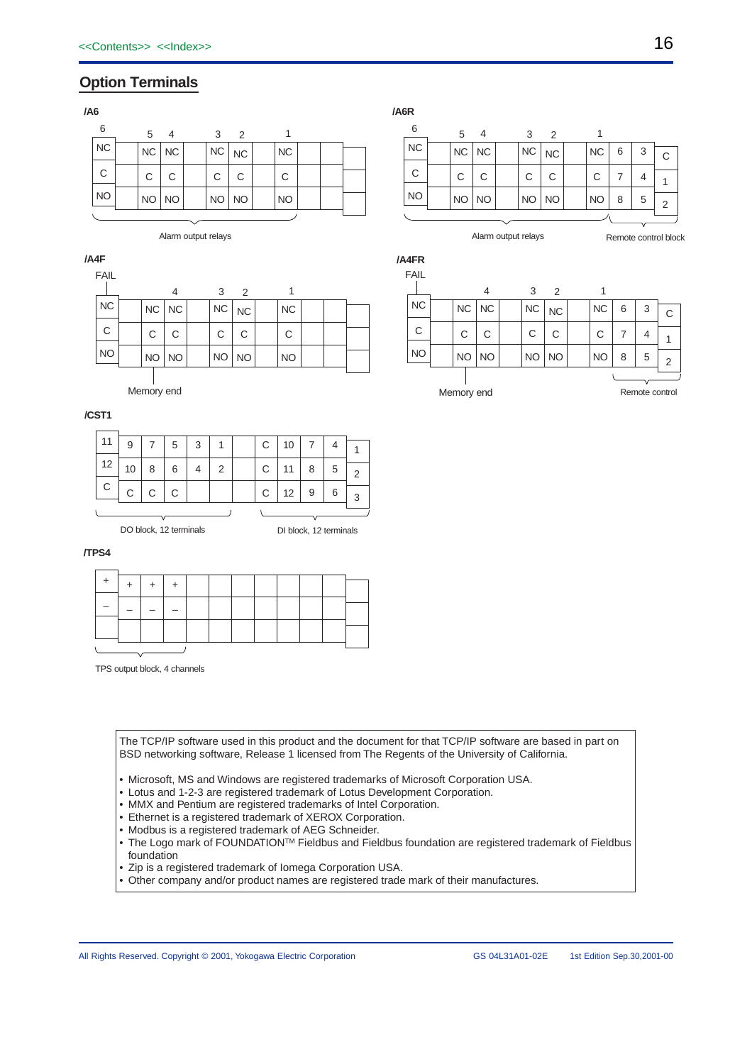## Option Terminals

**/A6**

| 6 | | 5 | 4 | | 3 | 2 | | 1 | | | |
|---|---|---|---|---|---|---|---|---|---|---|---|
| NC | | NC | NC | | NC | NC | | NC | | | |
| C | | C | C | | C | C | | C | | | |
| NO | | NO | NO | | NO | NO | | NO | | | |

Alarm output relays

**/A6R**

| 6 | | 5 | 4 | | 3 | 2 | | 1 | | | |
|---|---|---|---|---|---|---|---|---|---|---|---|
| NC | | NC | NC | | NC | NC | | NC | 6 | 3 | C |
| C | | C | C | | C | C | | C | 7 | 4 | 1 |
| NO | | NO | NO | | NO | NO | | NO | 8 | 5 | 2 |

Alarm output relays

Remote control block

**/A4F**

FAIL

| | | | 4 | | 3 | 2 | | 1 | | | |
|---|---|---|---|---|---|---|---|---|---|---|---|
| NC | | NC | NC | | NC | NC | | NC | | | |
| C | | C | C | | C | C | | C | | | |
| NO | | NO | NO | | NO | NO | | NO | | | |

Memory end

**/A4FR**

FAIL

| | | | 4 | | 3 | 2 | | 1 | | | |
|---|---|---|---|---|---|---|---|---|---|---|---|
| NC | | NC | NC | | NC | NC | | NC | 6 | 3 | C |
| C | | C | C | | C | C | | C | 7 | 4 | 1 |
| NO | | NO | NO | | NO | NO | | NO | 8 | 5 | 2 |

Memory end

Remote control

**/CST1**

| | | | | | | | | | | | |
|---|---|---|---|---|---|---|---|---|---|---|---|
| 11 | 9 | 7 | 5 | 3 | 1 | | C | 10 | 7 | 4 | 1 |
| 12 | 10 | 8 | 6 | 4 | 2 | | C | 11 | 8 | 5 | 2 |
| C | C | C | C | | | | C | 12 | 9 | 6 | 3 |

DO block, 12 terminals

DI block, 12 terminals

**/TPS4**

| | | | | | | | | | | | |
|---|---|---|---|---|---|---|---|---|---|---|---|
| + | + | + | + | | | | | | | | |
| – | – | – | – | | | | | | | | |
| | | | | | | | | | | | |

TPS output block, 4 channels

The TCP/IP software used in this product and the document for that TCP/IP software are based in part on BSD networking software, Release 1 licensed from The Regents of the University of California.

- Microsoft, MS and Windows are registered trademarks of Microsoft Corporation USA.
- Lotus and 1-2-3 are registered trademark of Lotus Development Corporation.
- MMX and Pentium are registered trademarks of Intel Corporation.
- Ethernet is a registered trademark of XEROX Corporation.
- Modbus is a registered trademark of AEG Schneider.
- The Logo mark of FOUNDATION™ Fieldbus and Fieldbus foundation are registered trademark of Fieldbus foundation
- Zip is a registered trademark of Iomega Corporation USA.
- Other company and/or product names are registered trade mark of their manufactures.